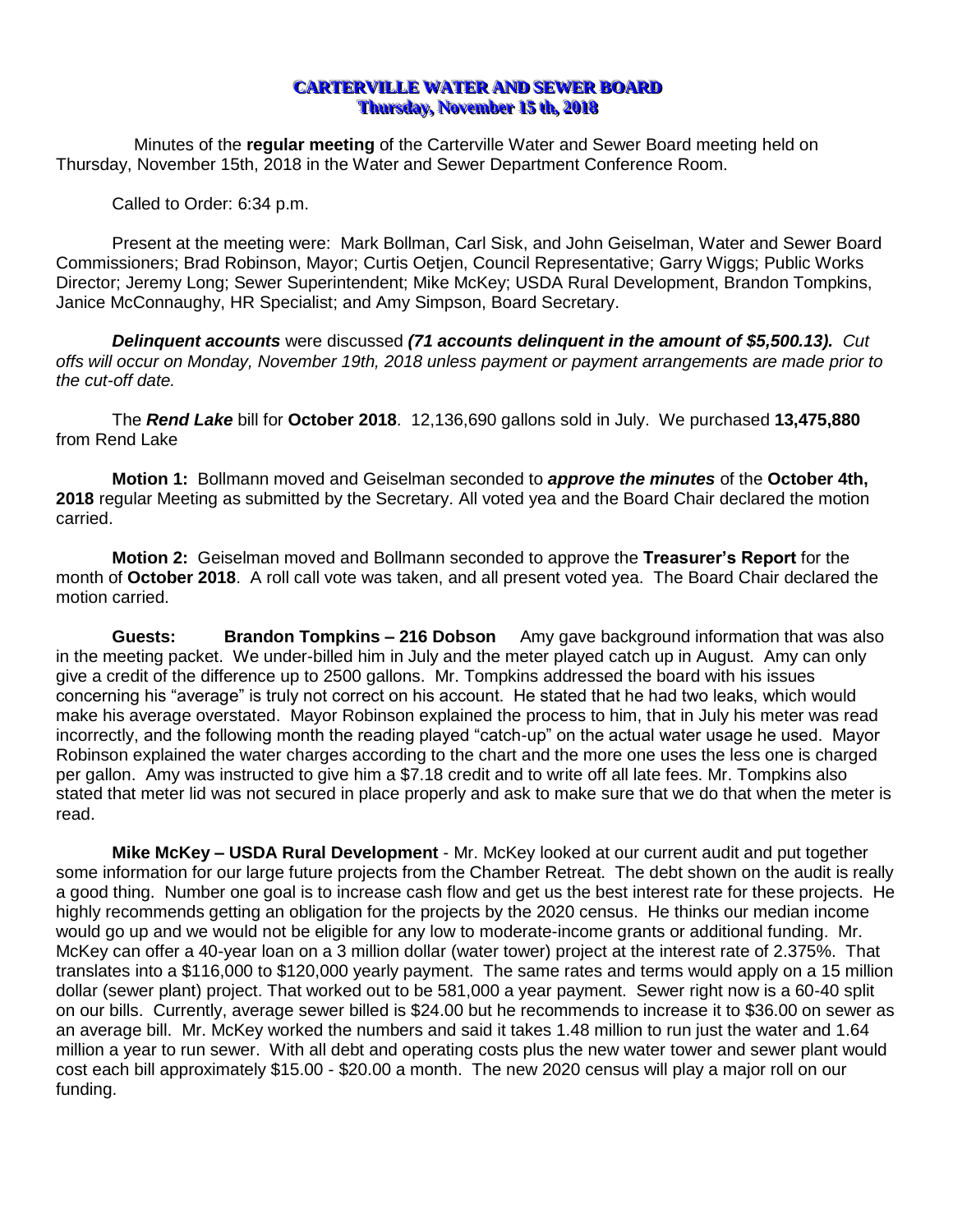# CARTERVILLE WATER AND SEWER BOARD
## Thursday, November 15 th, 2018

Minutes of the **regular meeting** of the Carterville Water and Sewer Board meeting held on Thursday, November 15th, 2018 in the Water and Sewer Department Conference Room.

Called to Order: 6:34 p.m.

Present at the meeting were: Mark Bollman, Carl Sisk, and John Geiselman, Water and Sewer Board Commissioners; Brad Robinson, Mayor; Curtis Oetjen, Council Representative; Garry Wiggs; Public Works Director; Jeremy Long; Sewer Superintendent; Mike McKey; USDA Rural Development, Brandon Tompkins, Janice McConnaughy, HR Specialist; and Amy Simpson, Board Secretary.

***Delinquent accounts*** were discussed ***(71 accounts delinquent in the amount of $5,500.13).*** *Cut offs will occur on Monday, November 19th, 2018 unless payment or payment arrangements are made prior to the cut-off date.*

The ***Rend Lake*** bill for **October 2018**. 12,136,690 gallons sold in July. We purchased **13,475,880** from Rend Lake

**Motion 1:** Bollmann moved and Geiselman seconded to ***approve the minutes*** of the **October 4th, 2018** regular Meeting as submitted by the Secretary. All voted yea and the Board Chair declared the motion carried.

**Motion 2:** Geiselman moved and Bollmann seconded to approve the **Treasurer's Report** for the month of **October 2018**. A roll call vote was taken, and all present voted yea. The Board Chair declared the motion carried.

**Guests: Brandon Tompkins – 216 Dobson** Amy gave background information that was also in the meeting packet. We under-billed him in July and the meter played catch up in August. Amy can only give a credit of the difference up to 2500 gallons. Mr. Tompkins addressed the board with his issues concerning his "average" is truly not correct on his account. He stated that he had two leaks, which would make his average overstated. Mayor Robinson explained the process to him, that in July his meter was read incorrectly, and the following month the reading played "catch-up" on the actual water usage he used. Mayor Robinson explained the water charges according to the chart and the more one uses the less one is charged per gallon. Amy was instructed to give him a $7.18 credit and to write off all late fees. Mr. Tompkins also stated that meter lid was not secured in place properly and ask to make sure that we do that when the meter is read.

**Mike McKey – USDA Rural Development** - Mr. McKey looked at our current audit and put together some information for our large future projects from the Chamber Retreat. The debt shown on the audit is really a good thing. Number one goal is to increase cash flow and get us the best interest rate for these projects. He highly recommends getting an obligation for the projects by the 2020 census. He thinks our median income would go up and we would not be eligible for any low to moderate-income grants or additional funding. Mr. McKey can offer a 40-year loan on a 3 million dollar (water tower) project at the interest rate of 2.375%. That translates into a $116,000 to $120,000 yearly payment. The same rates and terms would apply on a 15 million dollar (sewer plant) project. That worked out to be 581,000 a year payment. Sewer right now is a 60-40 split on our bills. Currently, average sewer billed is $24.00 but he recommends to increase it to $36.00 on sewer as an average bill. Mr. McKey worked the numbers and said it takes 1.48 million to run just the water and 1.64 million a year to run sewer. With all debt and operating costs plus the new water tower and sewer plant would cost each bill approximately $15.00 - $20.00 a month. The new 2020 census will play a major roll on our funding.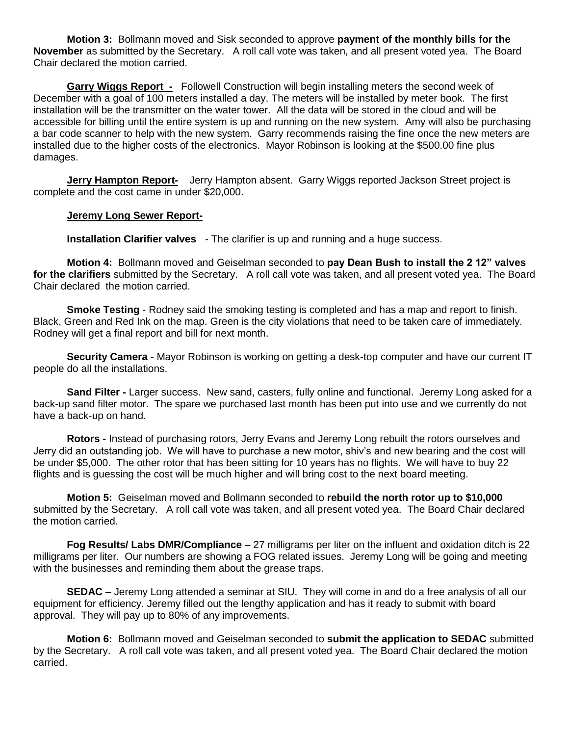**Motion 3:** Bollmann moved and Sisk seconded to approve **payment of the monthly bills for the November** as submitted by the Secretary. A roll call vote was taken, and all present voted yea. The Board Chair declared the motion carried.

**Garry Wiggs Report -** Followell Construction will begin installing meters the second week of December with a goal of 100 meters installed a day. The meters will be installed by meter book. The first installation will be the transmitter on the water tower. All the data will be stored in the cloud and will be accessible for billing until the entire system is up and running on the new system. Amy will also be purchasing a bar code scanner to help with the new system. Garry recommends raising the fine once the new meters are installed due to the higher costs of the electronics. Mayor Robinson is looking at the $500.00 fine plus damages.

**Jerry Hampton Report-** Jerry Hampton absent. Garry Wiggs reported Jackson Street project is complete and the cost came in under $20,000.

**Jeremy Long Sewer Report-**

**Installation Clarifier valves** - The clarifier is up and running and a huge success.

**Motion 4:** Bollmann moved and Geiselman seconded to **pay Dean Bush to install the 2 12" valves for the clarifiers** submitted by the Secretary. A roll call vote was taken, and all present voted yea. The Board Chair declared the motion carried.

**Smoke Testing** - Rodney said the smoking testing is completed and has a map and report to finish. Black, Green and Red Ink on the map. Green is the city violations that need to be taken care of immediately. Rodney will get a final report and bill for next month.

**Security Camera** - Mayor Robinson is working on getting a desk-top computer and have our current IT people do all the installations.

**Sand Filter -** Larger success. New sand, casters, fully online and functional. Jeremy Long asked for a back-up sand filter motor. The spare we purchased last month has been put into use and we currently do not have a back-up on hand.

**Rotors -** Instead of purchasing rotors, Jerry Evans and Jeremy Long rebuilt the rotors ourselves and Jerry did an outstanding job. We will have to purchase a new motor, shiv's and new bearing and the cost will be under $5,000. The other rotor that has been sitting for 10 years has no flights. We will have to buy 22 flights and is guessing the cost will be much higher and will bring cost to the next board meeting.

**Motion 5:** Geiselman moved and Bollmann seconded to **rebuild the north rotor up to $10,000** submitted by the Secretary. A roll call vote was taken, and all present voted yea. The Board Chair declared the motion carried.

**Fog Results/ Labs DMR/Compliance** – 27 milligrams per liter on the influent and oxidation ditch is 22 milligrams per liter. Our numbers are showing a FOG related issues. Jeremy Long will be going and meeting with the businesses and reminding them about the grease traps.

**SEDAC** – Jeremy Long attended a seminar at SIU. They will come in and do a free analysis of all our equipment for efficiency. Jeremy filled out the lengthy application and has it ready to submit with board approval. They will pay up to 80% of any improvements.

**Motion 6:** Bollmann moved and Geiselman seconded to **submit the application to SEDAC** submitted by the Secretary. A roll call vote was taken, and all present voted yea. The Board Chair declared the motion carried.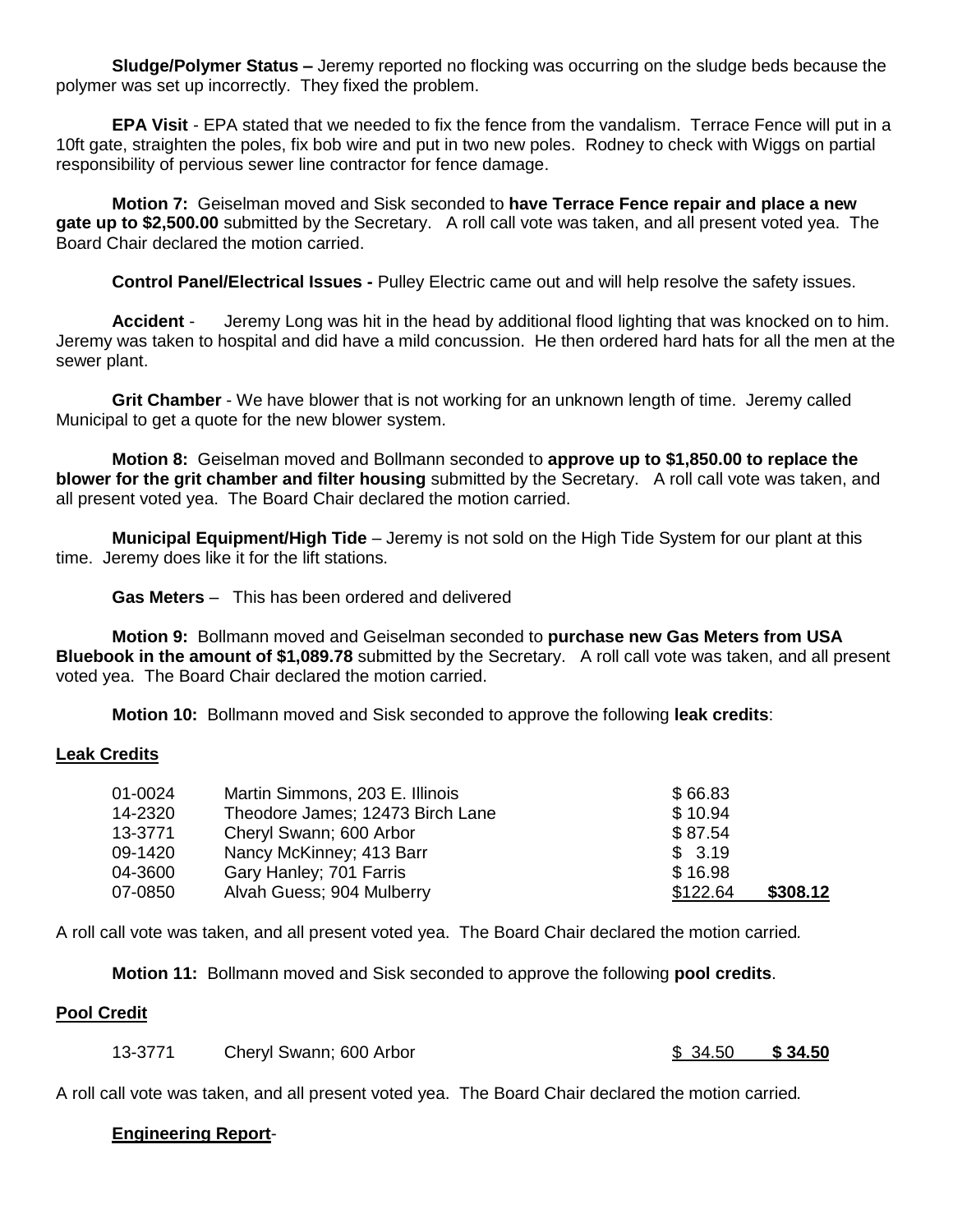**Sludge/Polymer Status –** Jeremy reported no flocking was occurring on the sludge beds because the polymer was set up incorrectly. They fixed the problem.

**EPA Visit** - EPA stated that we needed to fix the fence from the vandalism. Terrace Fence will put in a 10ft gate, straighten the poles, fix bob wire and put in two new poles. Rodney to check with Wiggs on partial responsibility of pervious sewer line contractor for fence damage.

**Motion 7:** Geiselman moved and Sisk seconded to **have Terrace Fence repair and place a new gate up to $2,500.00** submitted by the Secretary. A roll call vote was taken, and all present voted yea. The Board Chair declared the motion carried.

**Control Panel/Electrical Issues -** Pulley Electric came out and will help resolve the safety issues.

**Accident** - Jeremy Long was hit in the head by additional flood lighting that was knocked on to him. Jeremy was taken to hospital and did have a mild concussion. He then ordered hard hats for all the men at the sewer plant.

**Grit Chamber** - We have blower that is not working for an unknown length of time. Jeremy called Municipal to get a quote for the new blower system.

**Motion 8:** Geiselman moved and Bollmann seconded to **approve up to $1,850.00 to replace the blower for the grit chamber and filter housing** submitted by the Secretary. A roll call vote was taken, and all present voted yea. The Board Chair declared the motion carried.

**Municipal Equipment/High Tide** – Jeremy is not sold on the High Tide System for our plant at this time. Jeremy does like it for the lift stations.

**Gas Meters** – This has been ordered and delivered

**Motion 9:** Bollmann moved and Geiselman seconded to **purchase new Gas Meters from USA Bluebook in the amount of $1,089.78** submitted by the Secretary. A roll call vote was taken, and all present voted yea. The Board Chair declared the motion carried.

**Motion 10:** Bollmann moved and Sisk seconded to approve the following **leak credits**:

**Leak Credits**

| | | | |
|---|---|---|---|
| 01-0024 | Martin Simmons, 203 E. Illinois | $ 66.83 | |
| 14-2320 | Theodore James; 12473 Birch Lane | $ 10.94 | |
| 13-3771 | Cheryl Swann; 600 Arbor | $ 87.54 | |
| 09-1420 | Nancy McKinney; 413 Barr | $ 3.19 | |
| 04-3600 | Gary Hanley; 701 Farris | $ 16.98 | |
| 07-0850 | Alvah Guess; 904 Mulberry | $122.64 | **$308.12** |

A roll call vote was taken, and all present voted yea. The Board Chair declared the motion carried.

**Motion 11:** Bollmann moved and Sisk seconded to approve the following **pool credits**.

**Pool Credit**

| | | | |
|---|---|---|---|
| 13-3771 | Cheryl Swann; 600 Arbor | $ 34.50 | **$ 34.50** |

A roll call vote was taken, and all present voted yea. The Board Chair declared the motion carried.

**Engineering Report**-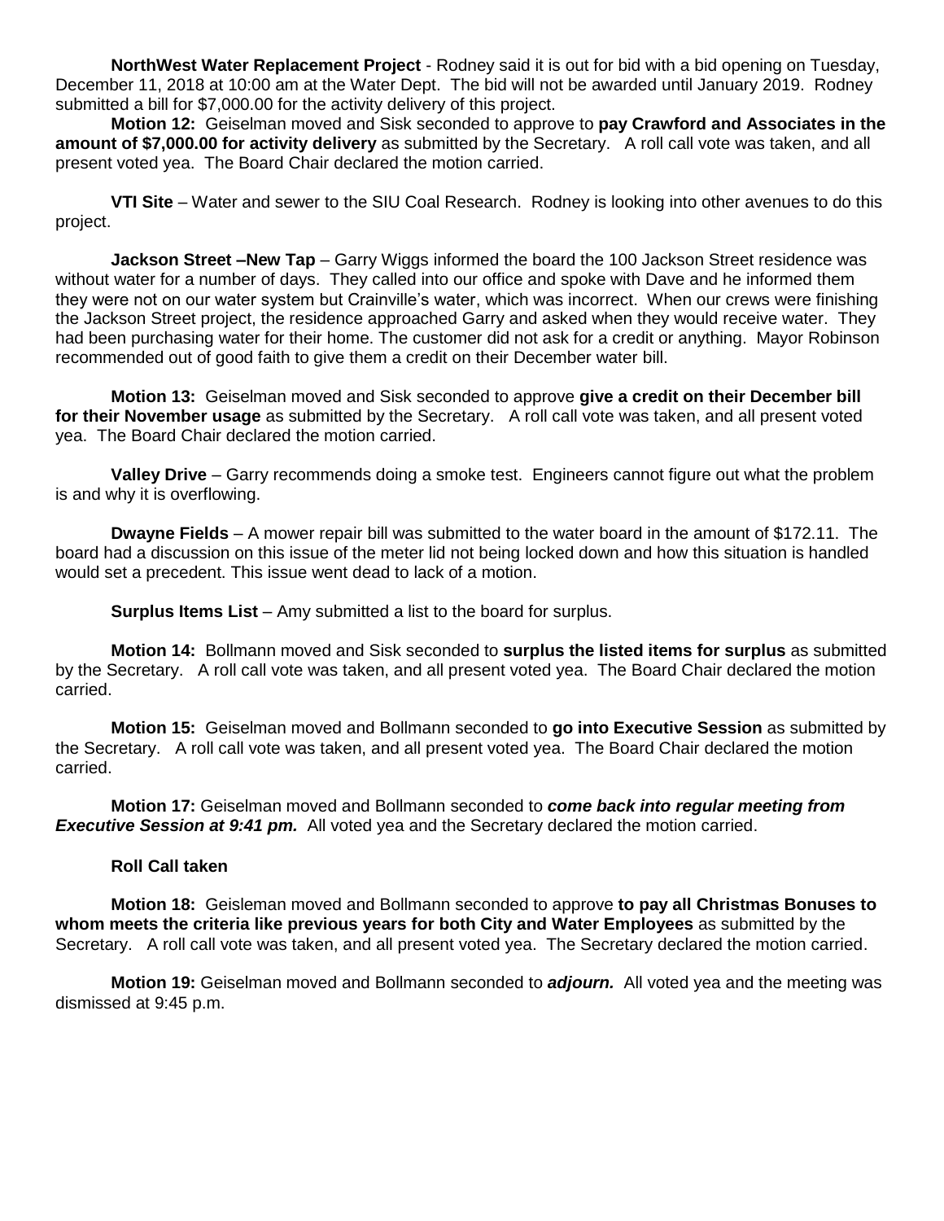**NorthWest Water Replacement Project** - Rodney said it is out for bid with a bid opening on Tuesday, December 11, 2018 at 10:00 am at the Water Dept. The bid will not be awarded until January 2019. Rodney submitted a bill for $7,000.00 for the activity delivery of this project.

**Motion 12:** Geiselman moved and Sisk seconded to approve to **pay Crawford and Associates in the amount of $7,000.00 for activity delivery** as submitted by the Secretary. A roll call vote was taken, and all present voted yea. The Board Chair declared the motion carried.

**VTI Site** – Water and sewer to the SIU Coal Research. Rodney is looking into other avenues to do this project.

**Jackson Street –New Tap** – Garry Wiggs informed the board the 100 Jackson Street residence was without water for a number of days. They called into our office and spoke with Dave and he informed them they were not on our water system but Crainville's water, which was incorrect. When our crews were finishing the Jackson Street project, the residence approached Garry and asked when they would receive water. They had been purchasing water for their home. The customer did not ask for a credit or anything. Mayor Robinson recommended out of good faith to give them a credit on their December water bill.

**Motion 13:** Geiselman moved and Sisk seconded to approve **give a credit on their December bill for their November usage** as submitted by the Secretary. A roll call vote was taken, and all present voted yea. The Board Chair declared the motion carried.

**Valley Drive** – Garry recommends doing a smoke test. Engineers cannot figure out what the problem is and why it is overflowing.

**Dwayne Fields** – A mower repair bill was submitted to the water board in the amount of $172.11. The board had a discussion on this issue of the meter lid not being locked down and how this situation is handled would set a precedent. This issue went dead to lack of a motion.

**Surplus Items List** – Amy submitted a list to the board for surplus.

**Motion 14:** Bollmann moved and Sisk seconded to **surplus the listed items for surplus** as submitted by the Secretary. A roll call vote was taken, and all present voted yea. The Board Chair declared the motion carried.

**Motion 15:** Geiselman moved and Bollmann seconded to **go into Executive Session** as submitted by the Secretary. A roll call vote was taken, and all present voted yea. The Board Chair declared the motion carried.

**Motion 17:** Geiselman moved and Bollmann seconded to ***come back into regular meeting from Executive Session at 9:41 pm.*** All voted yea and the Secretary declared the motion carried.

**Roll Call taken**

**Motion 18:** Geisleman moved and Bollmann seconded to approve **to pay all Christmas Bonuses to whom meets the criteria like previous years for both City and Water Employees** as submitted by the Secretary. A roll call vote was taken, and all present voted yea. The Secretary declared the motion carried.

**Motion 19:** Geiselman moved and Bollmann seconded to ***adjourn.*** All voted yea and the meeting was dismissed at 9:45 p.m.